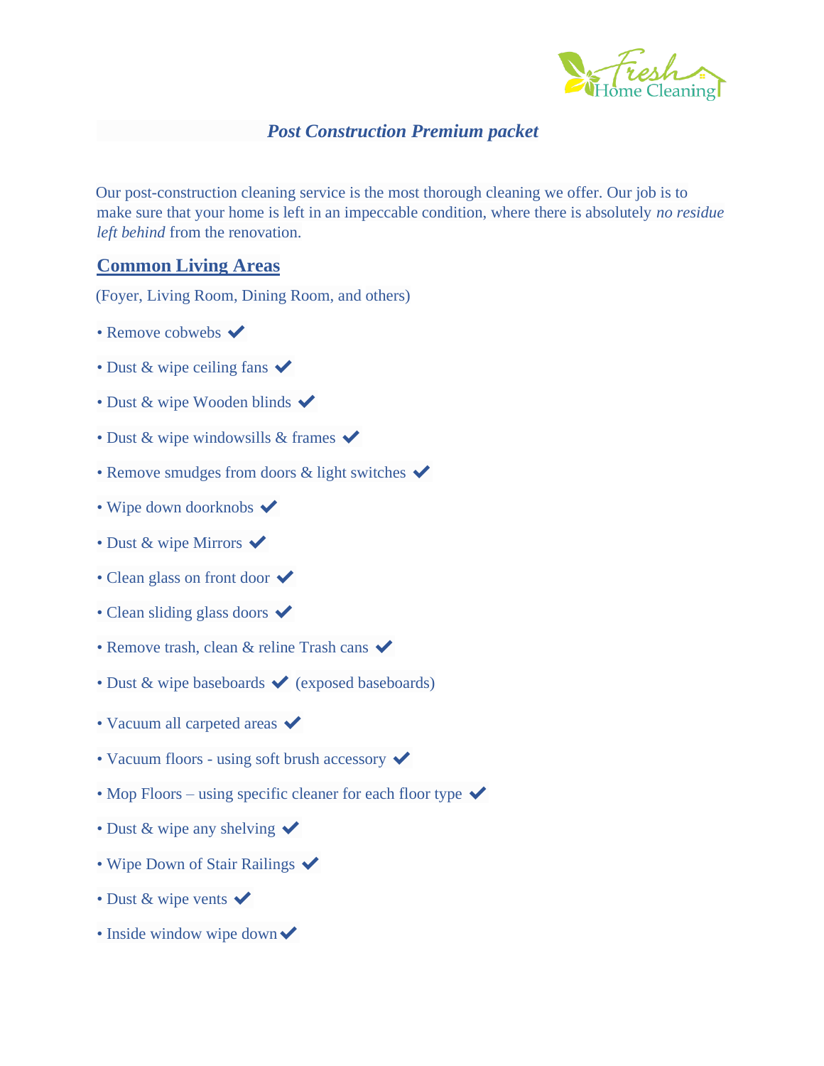### *Post Construction Premium packet*

Our post-construction cleaning service is the most thorough cleaning we offer. Our job is to make sure that your home is left in an impeccable condition, where there is absolutely *no residue left behind* from the renovation.

## Common Living Areas

(Foyer, Living Room, Dining Room, and others)

- Remove cobwebs ✔
- Dust & wipe ceiling fans ✔
- Dust & wipe Wooden blinds ✔
- Dust & wipe windowsills & frames ✔
- Remove smudges from doors & light switches ✔
- Wipe down doorknobs ✔
- Dust & wipe Mirrors ✔
- Clean glass on front door ✔
- Clean sliding glass doors ✔
- Remove trash, clean & reline Trash cans ✔
- Dust & wipe baseboards ✔ (exposed baseboards)
- Vacuum all carpeted areas ✔
- Vacuum floors - using soft brush accessory ✔
- Mop Floors – using specific cleaner for each floor type ✔
- Dust & wipe any shelving ✔
- Wipe Down of Stair Railings ✔
- Dust & wipe vents ✔
- Inside window wipe down ✔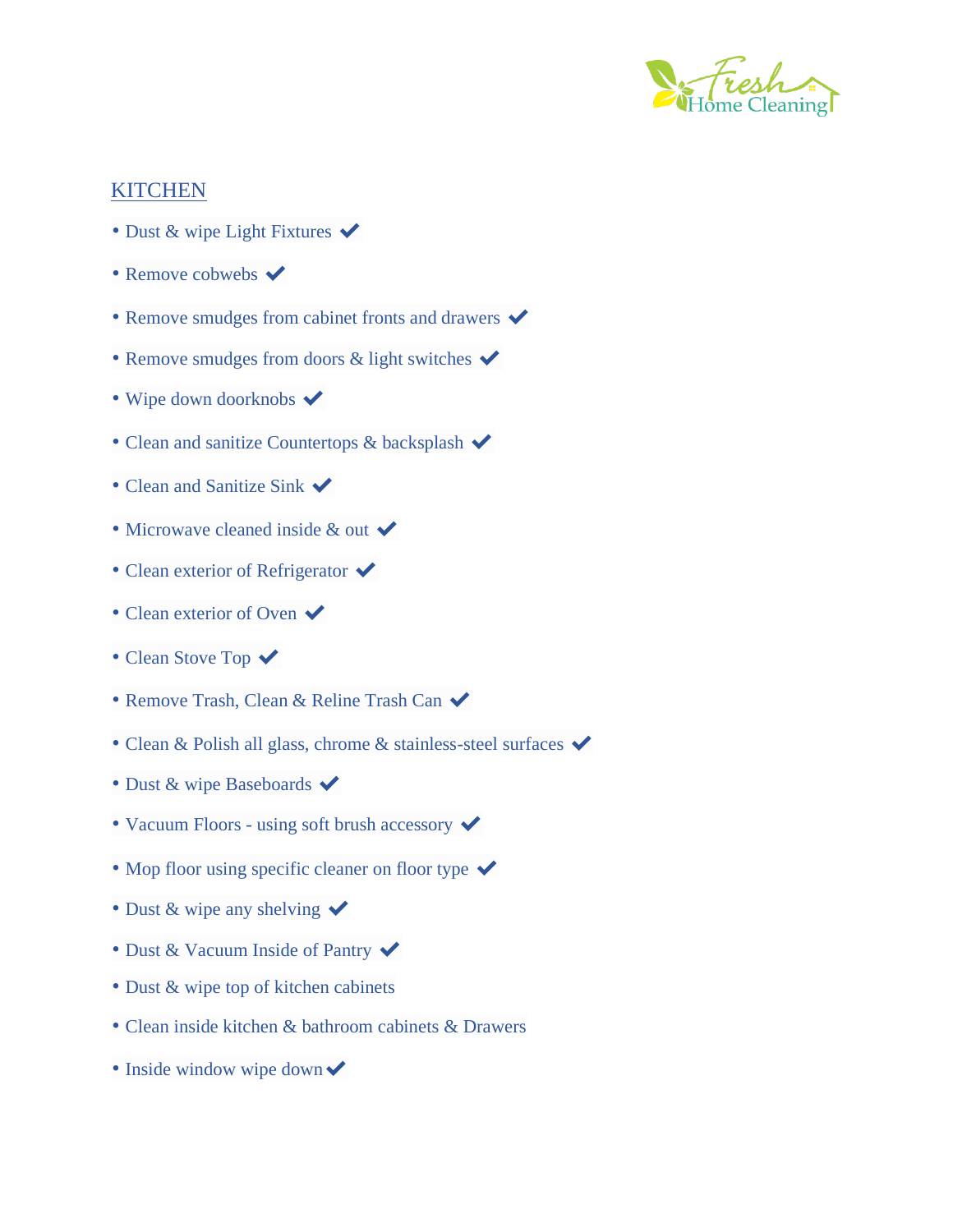## KITCHEN

- Dust & wipe Light Fixtures ✔
- Remove cobwebs ✔
- Remove smudges from cabinet fronts and drawers ✔
- Remove smudges from doors & light switches ✔
- Wipe down doorknobs ✔
- Clean and sanitize Countertops & backsplash ✔
- Clean and Sanitize Sink ✔
- Microwave cleaned inside & out ✔
- Clean exterior of Refrigerator ✔
- Clean exterior of Oven ✔
- Clean Stove Top ✔
- Remove Trash, Clean & Reline Trash Can ✔
- Clean & Polish all glass, chrome & stainless-steel surfaces ✔
- Dust & wipe Baseboards ✔
- Vacuum Floors - using soft brush accessory ✔
- Mop floor using specific cleaner on floor type ✔
- Dust & wipe any shelving ✔
- Dust & Vacuum Inside of Pantry ✔
- Dust & wipe top of kitchen cabinets
- Clean inside kitchen & bathroom cabinets & Drawers
- Inside window wipe down ✔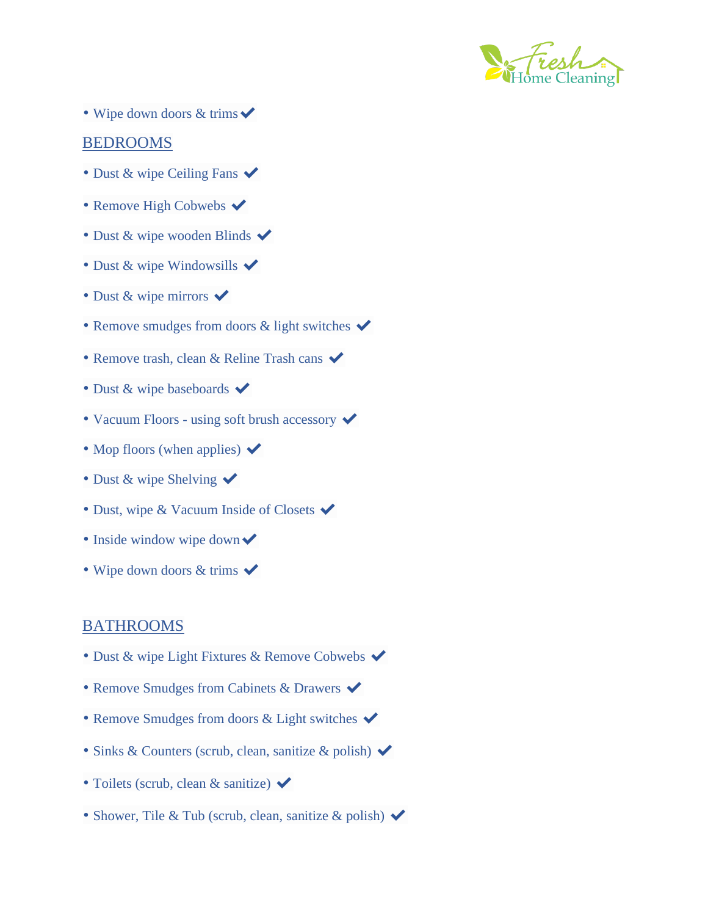- Wipe down doors & trims ✔

## BEDROOMS

- Dust & wipe Ceiling Fans ✔
- Remove High Cobwebs ✔
- Dust & wipe wooden Blinds ✔
- Dust & wipe Windowsills ✔
- Dust & wipe mirrors ✔
- Remove smudges from doors & light switches ✔
- Remove trash, clean & Reline Trash cans ✔
- Dust & wipe baseboards ✔
- Vacuum Floors - using soft brush accessory ✔
- Mop floors (when applies) ✔
- Dust & wipe Shelving ✔
- Dust, wipe & Vacuum Inside of Closets ✔
- Inside window wipe down ✔
- Wipe down doors & trims ✔

## BATHROOMS

- Dust & wipe Light Fixtures & Remove Cobwebs ✔
- Remove Smudges from Cabinets & Drawers ✔
- Remove Smudges from doors & Light switches ✔
- Sinks & Counters (scrub, clean, sanitize & polish) ✔
- Toilets (scrub, clean & sanitize) ✔
- Shower, Tile & Tub (scrub, clean, sanitize & polish) ✔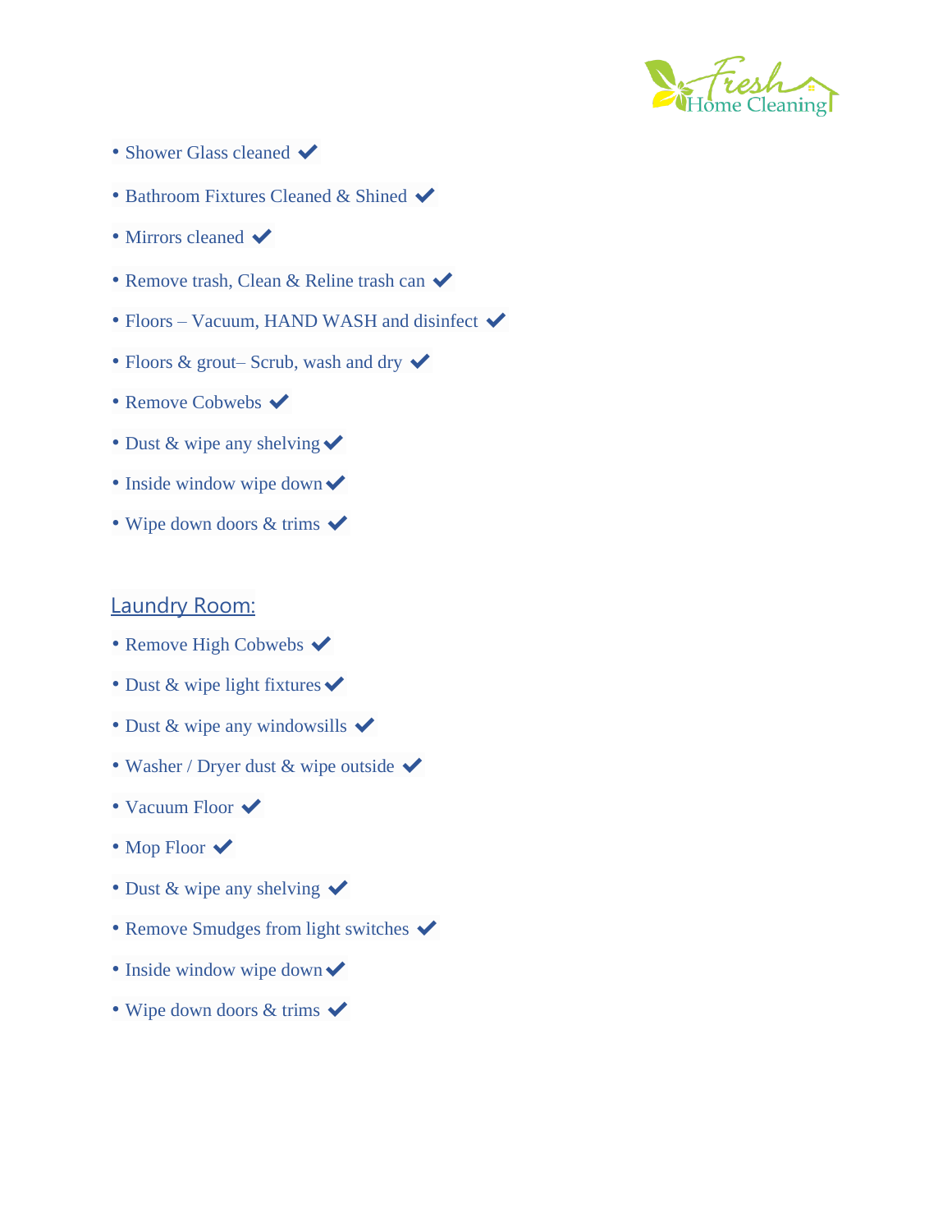- Shower Glass cleaned ✔
- Bathroom Fixtures Cleaned & Shined ✔
- Mirrors cleaned ✔
- Remove trash, Clean & Reline trash can ✔
- Floors – Vacuum, HAND WASH and disinfect ✔
- Floors & grout– Scrub, wash and dry ✔
- Remove Cobwebs ✔
- Dust & wipe any shelving ✔
- Inside window wipe down ✔
- Wipe down doors & trims ✔

## Laundry Room:

- Remove High Cobwebs ✔
- Dust & wipe light fixtures ✔
- Dust & wipe any windowsills ✔
- Washer / Dryer dust & wipe outside ✔
- Vacuum Floor ✔
- Mop Floor ✔
- Dust & wipe any shelving ✔
- Remove Smudges from light switches ✔
- Inside window wipe down ✔
- Wipe down doors & trims ✔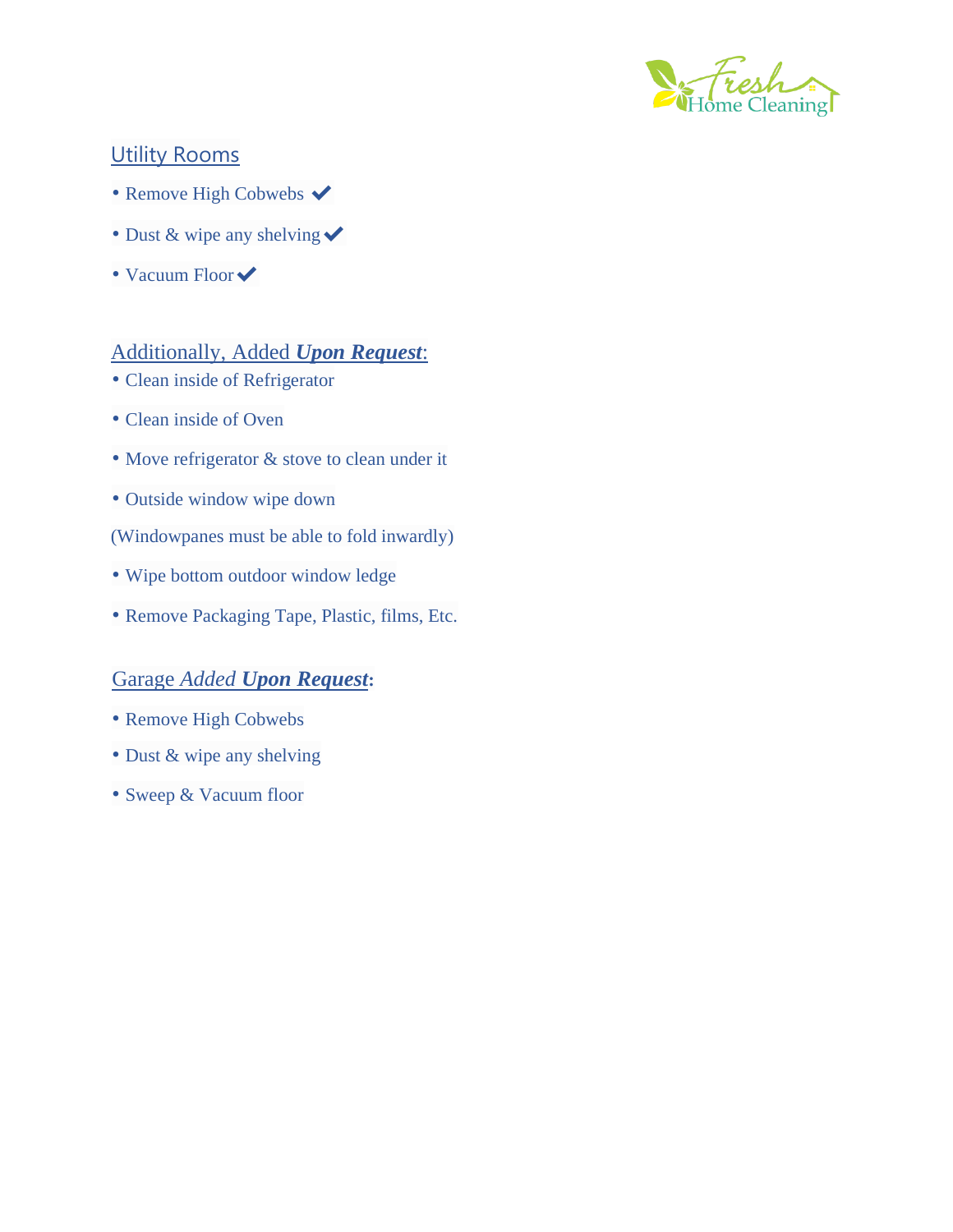## Utility Rooms

- Remove High Cobwebs ✔
- Dust & wipe any shelving ✔
- Vacuum Floor ✔

## Additionally, Added ***Upon Request***:

- Clean inside of Refrigerator
- Clean inside of Oven
- Move refrigerator & stove to clean under it
- Outside window wipe down

(Windowpanes must be able to fold inwardly)

- Wipe bottom outdoor window ledge
- Remove Packaging Tape, Plastic, films, Etc.

## Garage *Added* ***Upon Request***:

- Remove High Cobwebs
- Dust & wipe any shelving
- Sweep & Vacuum floor